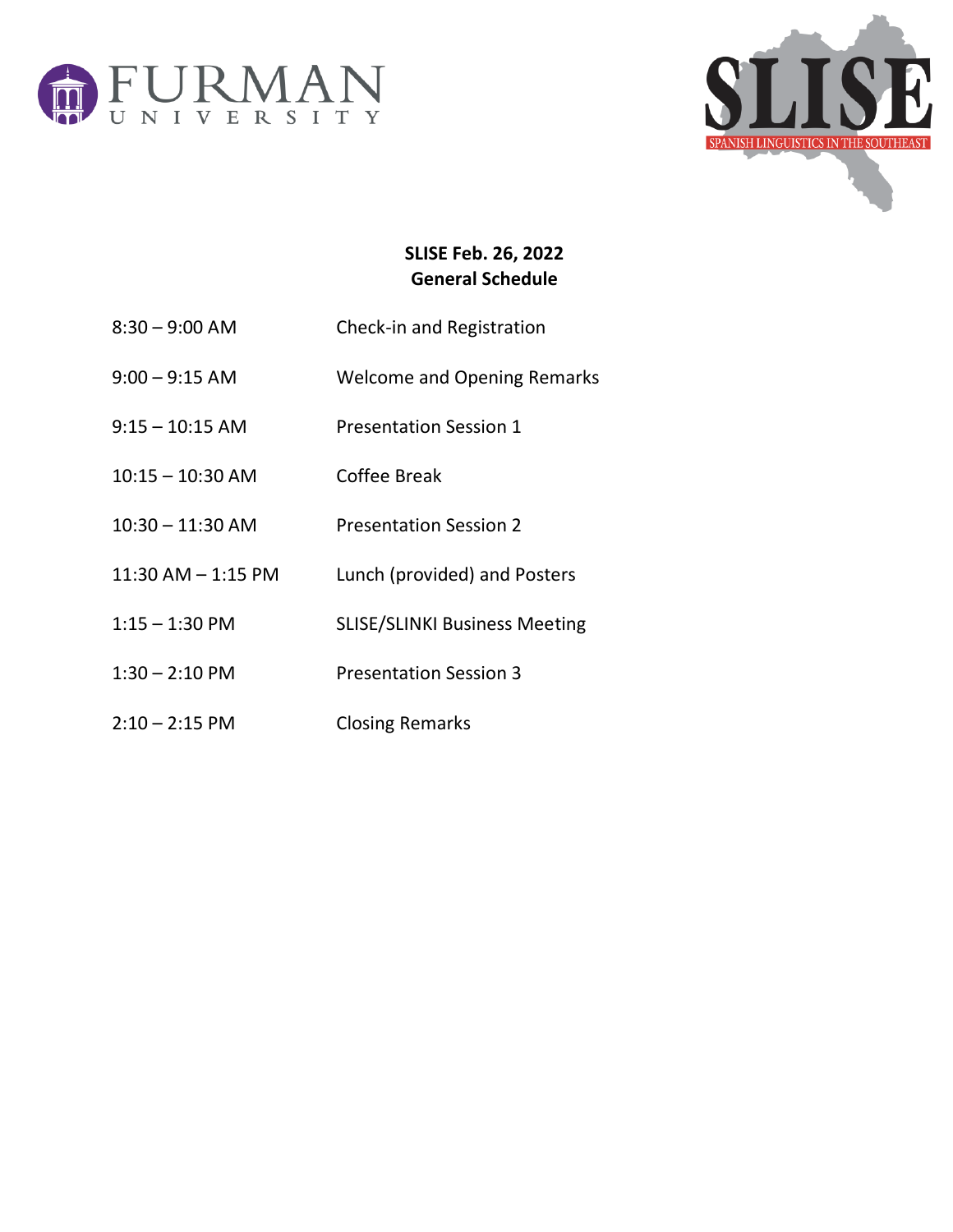**SLISE Feb. 26, 2022**
**General Schedule**

| | |
|---|---|
| 8:30 – 9:00 AM | Check-in and Registration |
| 9:00 – 9:15 AM | Welcome and Opening Remarks |
| 9:15 – 10:15 AM | Presentation Session 1 |
| 10:15 – 10:30 AM | Coffee Break |
| 10:30 – 11:30 AM | Presentation Session 2 |
| 11:30 AM – 1:15 PM | Lunch (provided) and Posters |
| 1:15 – 1:30 PM | SLISE/SLINKI Business Meeting |
| 1:30 – 2:10 PM | Presentation Session 3 |
| 2:10 – 2:15 PM | Closing Remarks |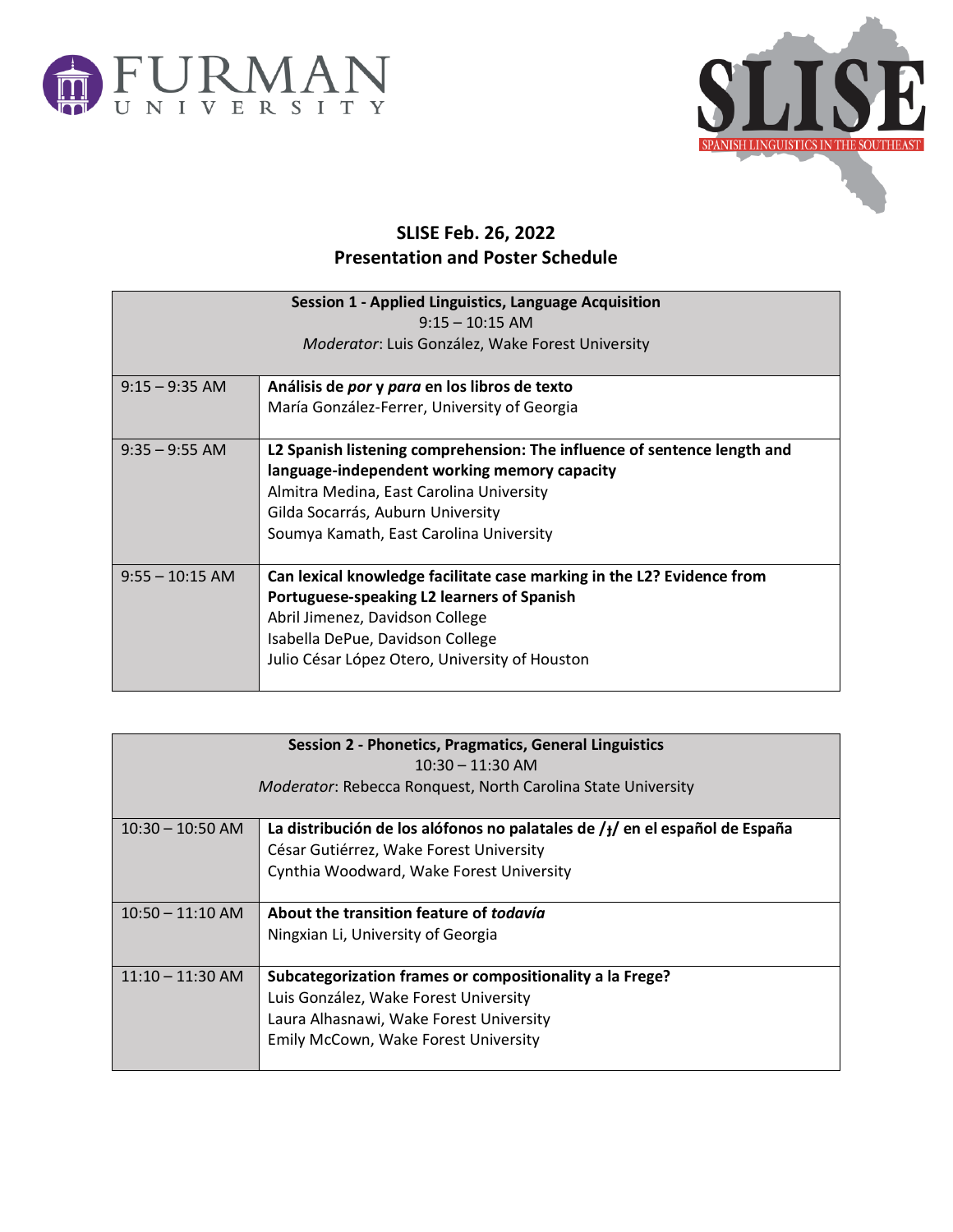# SLISE Feb. 26, 2022
## Presentation and Poster Schedule

| **Session 1 - Applied Linguistics, Language Acquisition**<br>9:15 – 10:15 AM<br>*Moderator*: Luis González, Wake Forest University | |
|---|---|
| 9:15 – 9:35 AM | **Análisis de *por* y *para* en los libros de texto**<br>María González-Ferrer, University of Georgia |
| 9:35 – 9:55 AM | **L2 Spanish listening comprehension: The influence of sentence length and language-independent working memory capacity**<br>Almitra Medina, East Carolina University<br>Gilda Socarrás, Auburn University<br>Soumya Kamath, East Carolina University |
| 9:55 – 10:15 AM | **Can lexical knowledge facilitate case marking in the L2? Evidence from Portuguese-speaking L2 learners of Spanish**<br>Abril Jimenez, Davidson College<br>Isabella DePue, Davidson College<br>Julio César López Otero, University of Houston |

| **Session 2 - Phonetics, Pragmatics, General Linguistics**<br>10:30 – 11:30 AM<br>*Moderator*: Rebecca Ronquest, North Carolina State University | |
|---|---|
| 10:30 – 10:50 AM | **La distribución de los alófonos no palatales de /ɟ/ en el español de España**<br>César Gutiérrez, Wake Forest University<br>Cynthia Woodward, Wake Forest University |
| 10:50 – 11:10 AM | **About the transition feature of *todavía***<br>Ningxian Li, University of Georgia |
| 11:10 – 11:30 AM | **Subcategorization frames or compositionality a la Frege?**<br>Luis González, Wake Forest University<br>Laura Alhasnawi, Wake Forest University<br>Emily McCown, Wake Forest University |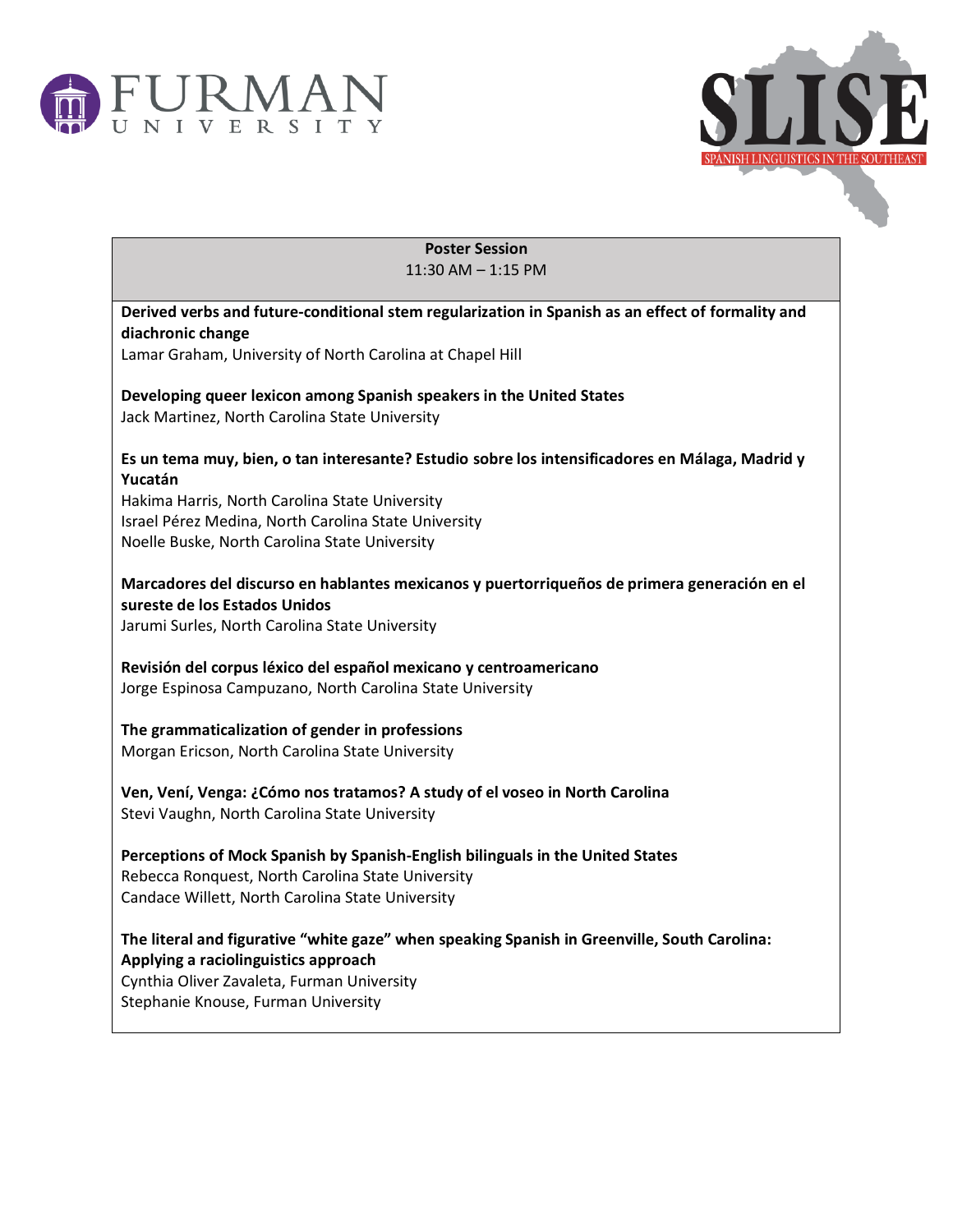## Poster Session

11:30 AM – 1:15 PM

**Derived verbs and future-conditional stem regularization in Spanish as an effect of formality and diachronic change**
Lamar Graham, University of North Carolina at Chapel Hill

**Developing queer lexicon among Spanish speakers in the United States**
Jack Martinez, North Carolina State University

**Es un tema muy, bien, o tan interesante? Estudio sobre los intensificadores en Málaga, Madrid y Yucatán**
Hakima Harris, North Carolina State University
Israel Pérez Medina, North Carolina State University
Noelle Buske, North Carolina State University

**Marcadores del discurso en hablantes mexicanos y puertorriqueños de primera generación en el sureste de los Estados Unidos**
Jarumi Surles, North Carolina State University

**Revisión del corpus léxico del español mexicano y centroamericano**
Jorge Espinosa Campuzano, North Carolina State University

**The grammaticalization of gender in professions**
Morgan Ericson, North Carolina State University

**Ven, Vení, Venga: ¿Cómo nos tratamos? A study of el voseo in North Carolina**
Stevi Vaughn, North Carolina State University

**Perceptions of Mock Spanish by Spanish-English bilinguals in the United States**
Rebecca Ronquest, North Carolina State University
Candace Willett, North Carolina State University

**The literal and figurative "white gaze" when speaking Spanish in Greenville, South Carolina: Applying a raciolinguistics approach**
Cynthia Oliver Zavaleta, Furman University
Stephanie Knouse, Furman University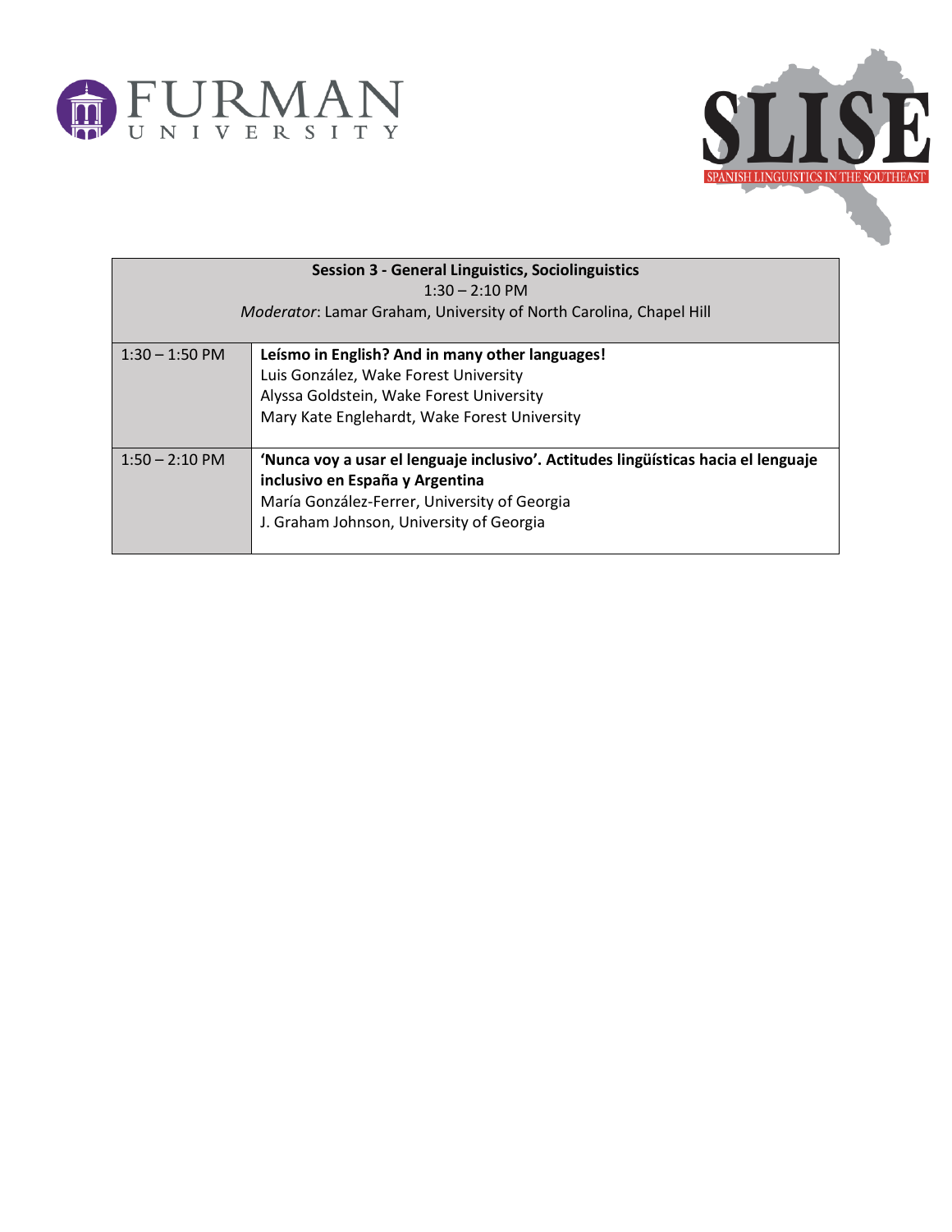FURMAN UNIVERSITY

SLISE SPANISH LINGUISTICS IN THE SOUTHEAST

| **Session 3 - General Linguistics, Sociolinguistics**<br>1:30 – 2:10 PM<br>*Moderator*: Lamar Graham, University of North Carolina, Chapel Hill | |
|---|---|
| 1:30 – 1:50 PM | **Leísmo in English? And in many other languages!**<br>Luis González, Wake Forest University<br>Alyssa Goldstein, Wake Forest University<br>Mary Kate Englehardt, Wake Forest University |
| 1:50 – 2:10 PM | **'Nunca voy a usar el lenguaje inclusivo'. Actitudes lingüísticas hacia el lenguaje inclusivo en España y Argentina**<br>María González-Ferrer, University of Georgia<br>J. Graham Johnson, University of Georgia |